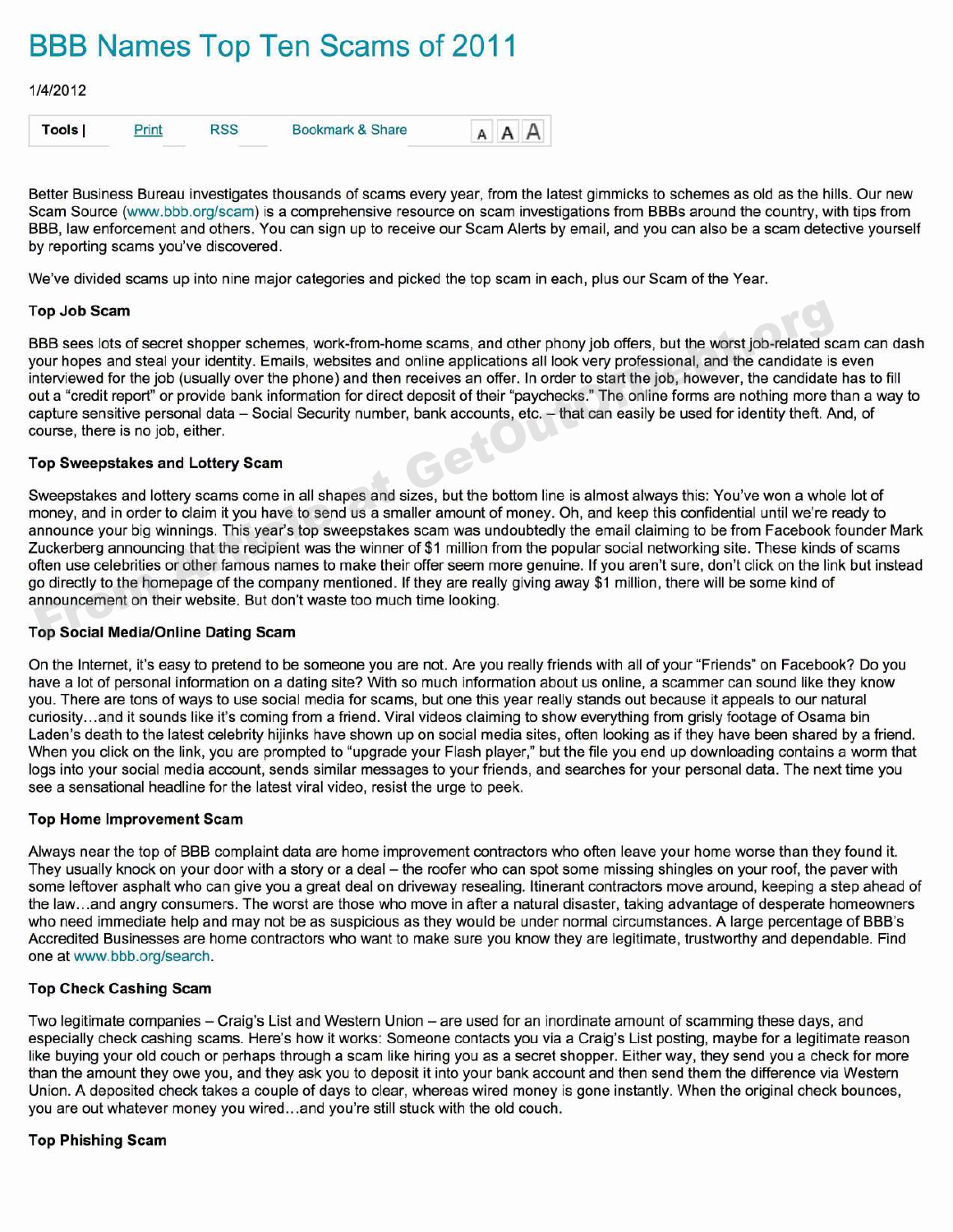# BBB Names Top Ten Scams of 2011

1/4/2012

Better Business Bureau investigates thousands of scams every year, from the latest gimmicks to schemes as old as the hills. Our new Scam Source (www.bbb.org/scam) is a comprehensive resource on scam investigations from BBBs around the country, with tips from BBB, law enforcement and others. You can sign up to receive our Scam Alerts by email, and you can also be a scam detective yourself by reporting scams you've discovered.

We've divided scams up into nine major categories and picked the top scam in each, plus our Scam of the Year.

**Top Job Scam**

BBB sees lots of secret shopper schemes, work-from-home scams, and other phony job offers, but the worst job-related scam can dash your hopes and steal your identity. Emails, websites and online applications all look very professional, and the candidate is even interviewed for the job (usually over the phone) and then receives an offer. In order to start the job, however, the candidate has to fill out a "credit report" or provide bank information for direct deposit of their "paychecks." The online forms are nothing more than a way to capture sensitive personal data – Social Security number, bank accounts, etc. – that can easily be used for identity theft. And, of course, there is no job, either.

**Top Sweepstakes and Lottery Scam**

Sweepstakes and lottery scams come in all shapes and sizes, but the bottom line is almost always this: You've won a whole lot of money, and in order to claim it you have to send us a smaller amount of money. Oh, and keep this confidential until we're ready to announce your big winnings. This year's top sweepstakes scam was undoubtedly the email claiming to be from Facebook founder Mark Zuckerberg announcing that the recipient was the winner of $1 million from the popular social networking site. These kinds of scams often use celebrities or other famous names to make their offer seem more genuine. If you aren't sure, don't click on the link but instead go directly to the homepage of the company mentioned. If they are really giving away $1 million, there will be some kind of announcement on their website. But don't waste too much time looking.

**Top Social Media/Online Dating Scam**

On the Internet, it's easy to pretend to be someone you are not. Are you really friends with all of your "Friends" on Facebook? Do you have a lot of personal information on a dating site? With so much information about us online, a scammer can sound like they know you. There are tons of ways to use social media for scams, but one this year really stands out because it appeals to our natural curiosity…and it sounds like it's coming from a friend. Viral videos claiming to show everything from grisly footage of Osama bin Laden's death to the latest celebrity hijinks have shown up on social media sites, often looking as if they have been shared by a friend. When you click on the link, you are prompted to "upgrade your Flash player," but the file you end up downloading contains a worm that logs into your social media account, sends similar messages to your friends, and searches for your personal data. The next time you see a sensational headline for the latest viral video, resist the urge to peek.

**Top Home Improvement Scam**

Always near the top of BBB complaint data are home improvement contractors who often leave your home worse than they found it. They usually knock on your door with a story or a deal – the roofer who can spot some missing shingles on your roof, the paver with some leftover asphalt who can give you a great deal on driveway resealing. Itinerant contractors move around, keeping a step ahead of the law…and angry consumers. The worst are those who move in after a natural disaster, taking advantage of desperate homeowners who need immediate help and may not be as suspicious as they would be under normal circumstances. A large percentage of BBB's Accredited Businesses are home contractors who want to make sure you know they are legitimate, trustworthy and dependable. Find one at www.bbb.org/search.

**Top Check Cashing Scam**

Two legitimate companies – Craig's List and Western Union – are used for an inordinate amount of scamming these days, and especially check cashing scams. Here's how it works: Someone contacts you via a Craig's List posting, maybe for a legitimate reason like buying your old couch or perhaps through a scam like hiring you as a secret shopper. Either way, they send you a check for more than the amount they owe you, and they ask you to deposit it into your bank account and then send them the difference via Western Union. A deposited check takes a couple of days to clear, whereas wired money is gone instantly. When the original check bounces, you are out whatever money you wired…and you're still stuck with the old couch.

**Top Phishing Scam**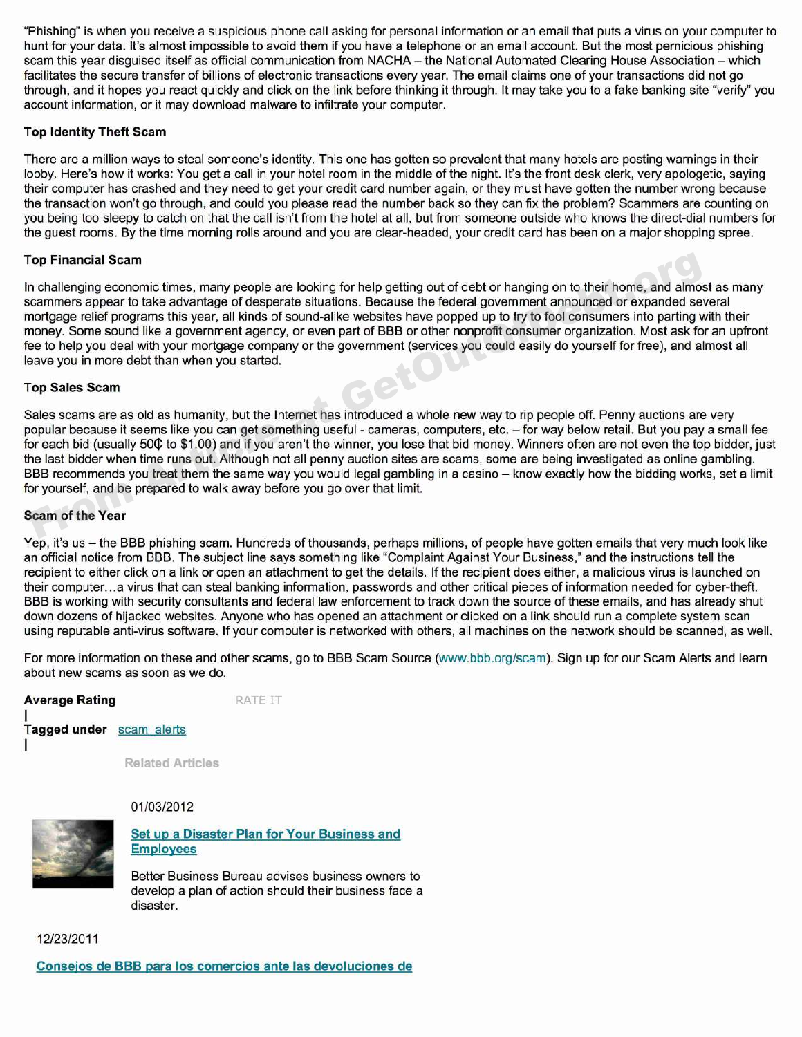"Phishing" is when you receive a suspicious phone call asking for personal information or an email that puts a virus on your computer to hunt for your data. It's almost impossible to avoid them if you have a telephone or an email account. But the most pernicious phishing scam this year disguised itself as official communication from NACHA – the National Automated Clearing House Association – which facilitates the secure transfer of billions of electronic transactions every year. The email claims one of your transactions did not go through, and it hopes you react quickly and click on the link before thinking it through. It may take you to a fake banking site "verify" you account information, or it may download malware to infiltrate your computer.

**Top Identity Theft Scam**

There are a million ways to steal someone's identity. This one has gotten so prevalent that many hotels are posting warnings in their lobby. Here's how it works: You get a call in your hotel room in the middle of the night. It's the front desk clerk, very apologetic, saying their computer has crashed and they need to get your credit card number again, or they must have gotten the number wrong because the transaction won't go through, and could you please read the number back so they can fix the problem? Scammers are counting on you being too sleepy to catch on that the call isn't from the hotel at all, but from someone outside who knows the direct-dial numbers for the guest rooms. By the time morning rolls around and you are clear-headed, your credit card has been on a major shopping spree.

**Top Financial Scam**

In challenging economic times, many people are looking for help getting out of debt or hanging on to their home, and almost as many scammers appear to take advantage of desperate situations. Because the federal government announced or expanded several mortgage relief programs this year, all kinds of sound-alike websites have popped up to try to fool consumers into parting with their money. Some sound like a government agency, or even part of BBB or other nonprofit consumer organization. Most ask for an upfront fee to help you deal with your mortgage company or the government (services you could easily do yourself for free), and almost all leave you in more debt than when you started.

**Top Sales Scam**

Sales scams are as old as humanity, but the Internet has introduced a whole new way to rip people off. Penny auctions are very popular because it seems like you can get something useful - cameras, computers, etc. – for way below retail. But you pay a small fee for each bid (usually 50₵ to $1.00) and if you aren't the winner, you lose that bid money. Winners often are not even the top bidder, just the last bidder when time runs out. Although not all penny auction sites are scams, some are being investigated as online gambling. BBB recommends you treat them the same way you would legal gambling in a casino – know exactly how the bidding works, set a limit for yourself, and be prepared to walk away before you go over that limit.

**Scam of the Year**

Yep, it's us – the BBB phishing scam. Hundreds of thousands, perhaps millions, of people have gotten emails that very much look like an official notice from BBB. The subject line says something like "Complaint Against Your Business," and the instructions tell the recipient to either click on a link or open an attachment to get the details. If the recipient does either, a malicious virus is launched on their computer…a virus that can steal banking information, passwords and other critical pieces of information needed for cyber-theft. BBB is working with security consultants and federal law enforcement to track down the source of these emails, and has already shut down dozens of hijacked websites. Anyone who has opened an attachment or clicked on a link should run a complete system scan using reputable anti-virus software. If your computer is networked with others, all machines on the network should be scanned, as well.

For more information on these and other scams, go to BBB Scam Source (www.bbb.org/scam). Sign up for our Scam Alerts and learn about new scams as soon as we do.

**Average Rating** RATE IT

|

**Tagged under** scam_alerts

|

Related Articles

01/03/2012

**Set up a Disaster Plan for Your Business and Employees**

Better Business Bureau advises business owners to develop a plan of action should their business face a disaster.

12/23/2011

**Consejos de BBB para los comercios ante las devoluciones de**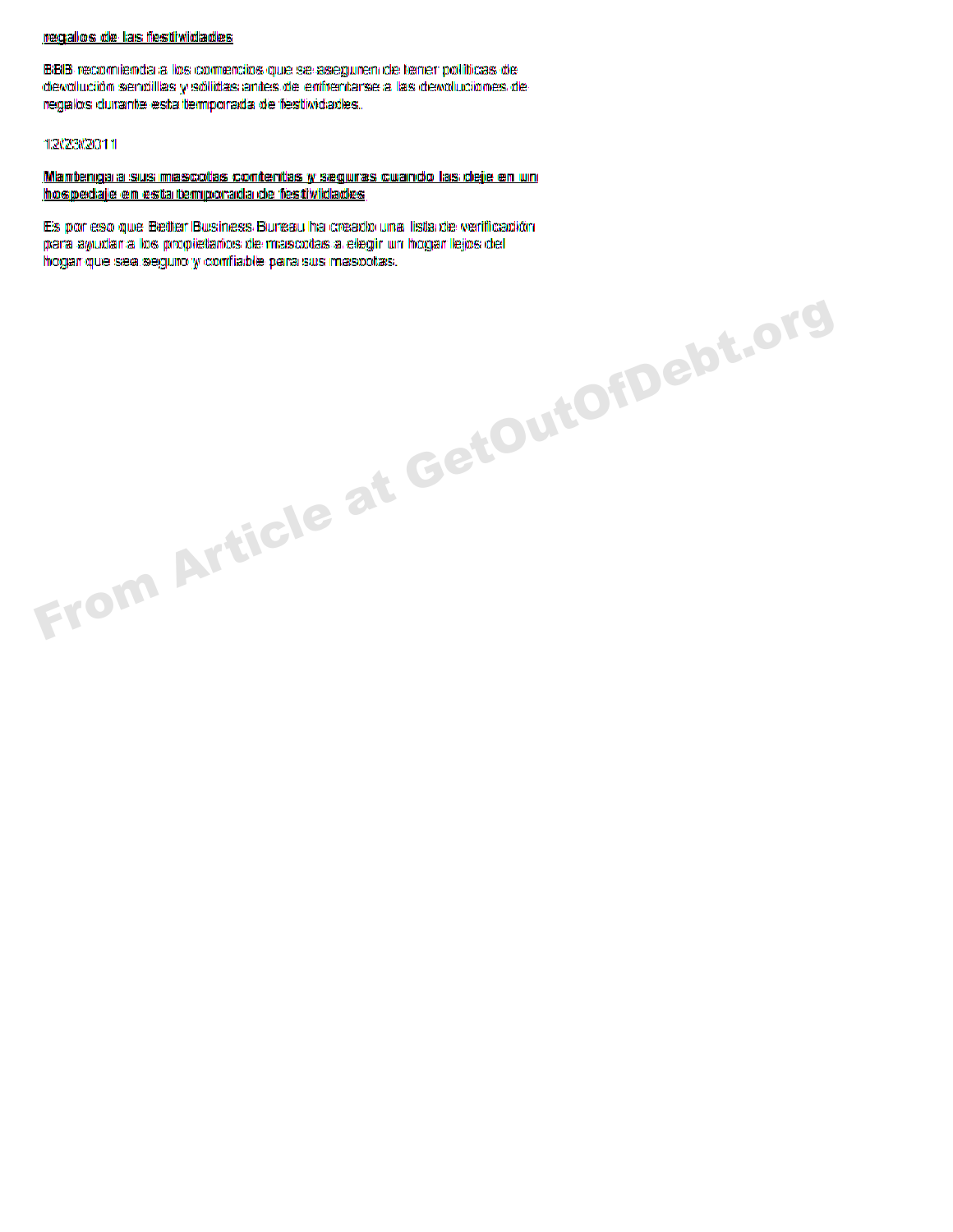regalos de las festividades

BBB recomienda a los comercios que se aseguren de tener políticas de devolución sencillas y sólidas antes de enfrentarse a las devoluciones de regalos durante esta temporada de festividades.

12/23/2011

**Mantenga a sus mascotas contentas y seguras cuando las deje en un hospedaje en esta temporada de festividades**

Es por eso que Better Business Bureau ha creado una lista de verificación para ayudar a los propietarios de mascotas a elegir un hogar lejos del hogar que sea seguro y confiable para sus mascotas.